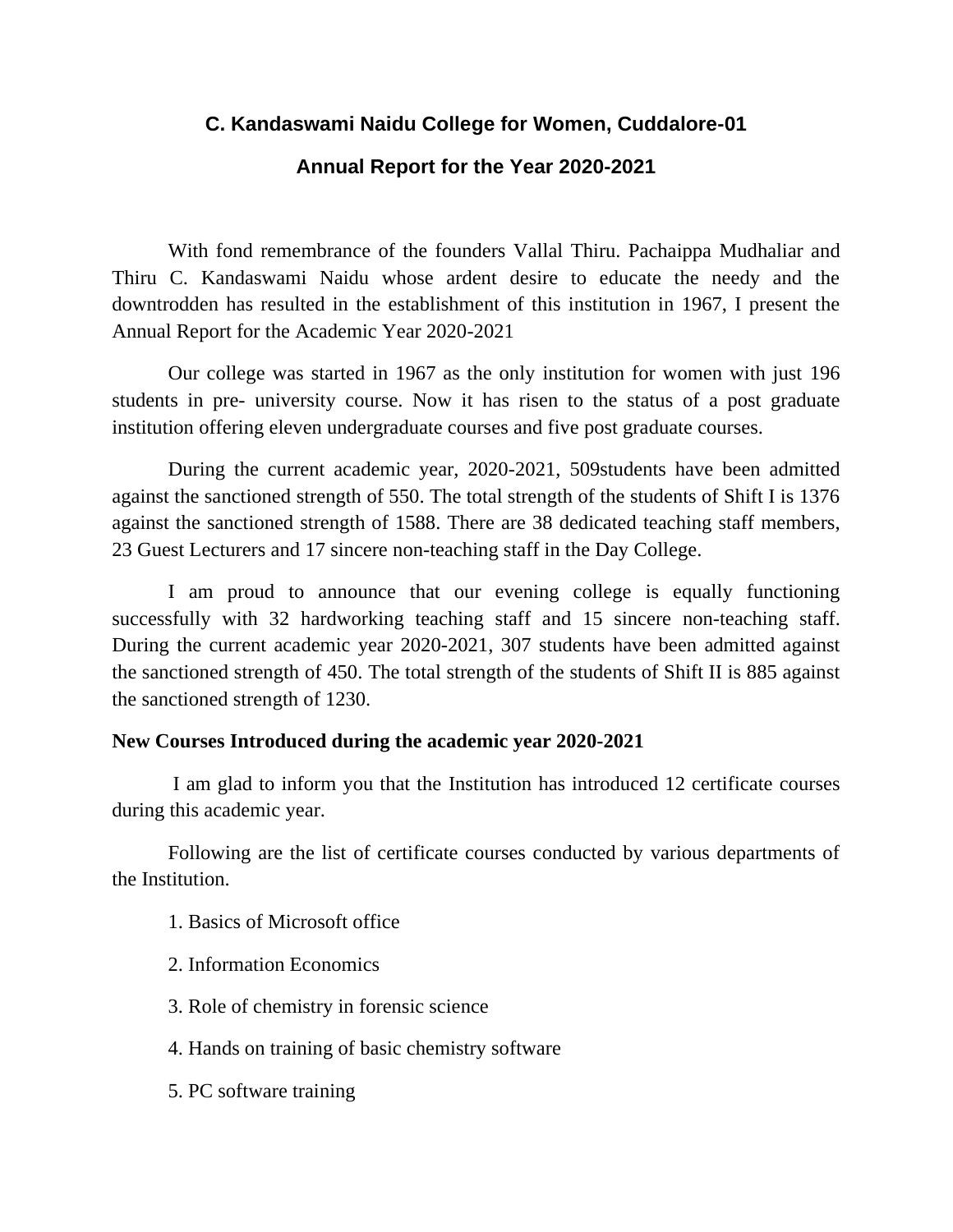# C. Kandaswami Naidu College for Women, Cuddalore-01

## Annual Report for the Year 2020-2021

With fond remembrance of the founders Vallal Thiru. Pachaippa Mudhaliar and Thiru C. Kandaswami Naidu whose ardent desire to educate the needy and the downtrodden has resulted in the establishment of this institution in 1967, I present the Annual Report for the Academic Year 2020-2021

Our college was started in 1967 as the only institution for women with just 196 students in pre- university course. Now it has risen to the status of a post graduate institution offering eleven undergraduate courses and five post graduate courses.

During the current academic year, 2020-2021, 509students have been admitted against the sanctioned strength of 550. The total strength of the students of Shift I is 1376 against the sanctioned strength of 1588. There are 38 dedicated teaching staff members, 23 Guest Lecturers and 17 sincere non-teaching staff in the Day College.

I am proud to announce that our evening college is equally functioning successfully with 32 hardworking teaching staff and 15 sincere non-teaching staff. During the current academic year 2020-2021, 307 students have been admitted against the sanctioned strength of 450. The total strength of the students of Shift II is 885 against the sanctioned strength of 1230.

**New Courses Introduced during the academic year 2020-2021**

I am glad to inform you that the Institution has introduced 12 certificate courses during this academic year.

Following are the list of certificate courses conducted by various departments of the Institution.

1. Basics of Microsoft office
2. Information Economics
3. Role of chemistry in forensic science
4. Hands on training of basic chemistry software
5. PC software training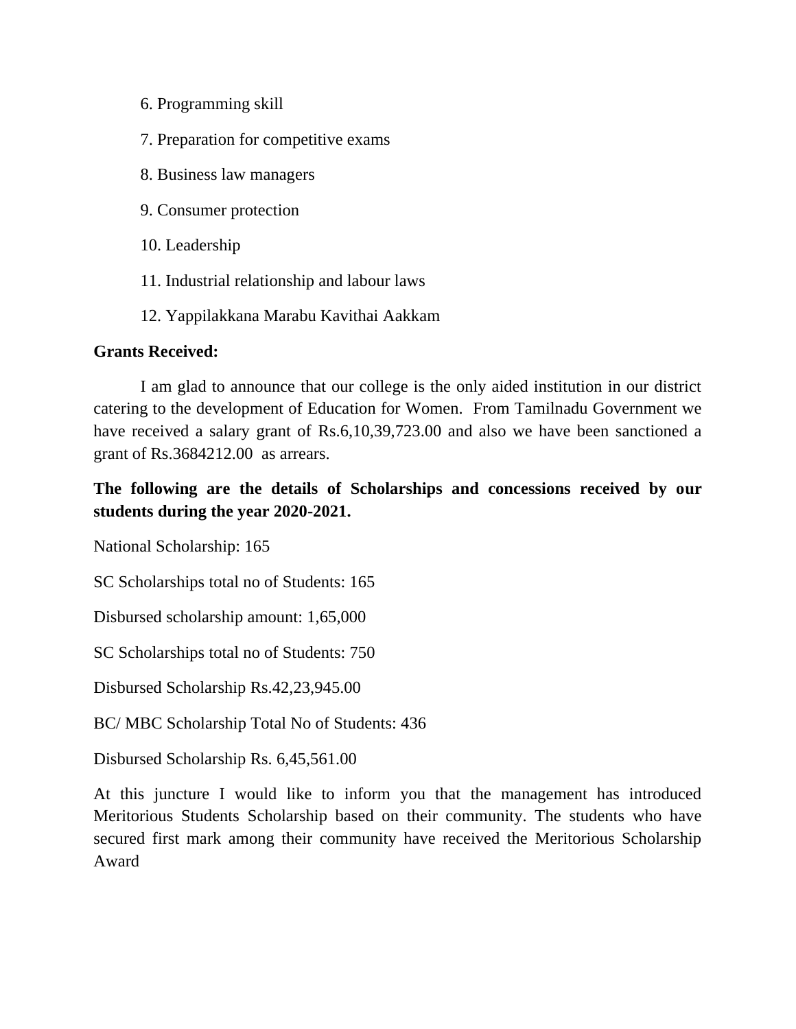6. Programming skill

7. Preparation for competitive exams

8. Business law managers

9. Consumer protection

10. Leadership

11. Industrial relationship and labour laws

12. Yappilakkana Marabu Kavithai Aakkam

**Grants Received:**

I am glad to announce that our college is the only aided institution in our district catering to the development of Education for Women. From Tamilnadu Government we have received a salary grant of Rs.6,10,39,723.00 and also we have been sanctioned a grant of Rs.3684212.00 as arrears.

**The following are the details of Scholarships and concessions received by our students during the year 2020-2021.**

National Scholarship: 165

SC Scholarships total no of Students: 165

Disbursed scholarship amount: 1,65,000

SC Scholarships total no of Students: 750

Disbursed Scholarship Rs.42,23,945.00

BC/ MBC Scholarship Total No of Students: 436

Disbursed Scholarship Rs. 6,45,561.00

At this juncture I would like to inform you that the management has introduced Meritorious Students Scholarship based on their community. The students who have secured first mark among their community have received the Meritorious Scholarship Award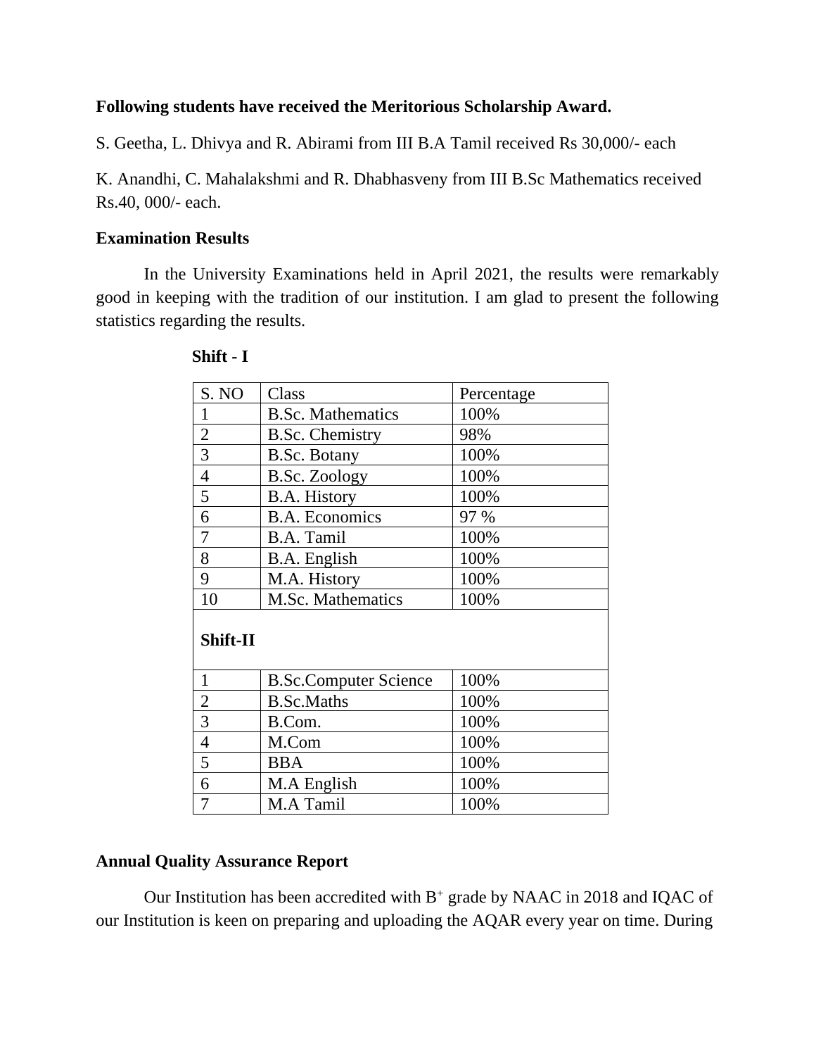**Following students have received the Meritorious Scholarship Award.**

S. Geetha, L. Dhivya and R. Abirami from III B.A Tamil received Rs 30,000/- each

K. Anandhi, C. Mahalakshmi and R. Dhabhasveny from III B.Sc Mathematics received Rs.40, 000/- each.

**Examination Results**

In the University Examinations held in April 2021, the results were remarkably good in keeping with the tradition of our institution. I am glad to present the following statistics regarding the results.

**Shift - I**

| S. NO | Class | Percentage |
|---|---|---|
| 1 | B.Sc. Mathematics | 100% |
| 2 | B.Sc. Chemistry | 98% |
| 3 | B.Sc. Botany | 100% |
| 4 | B.Sc. Zoology | 100% |
| 5 | B.A. History | 100% |
| 6 | B.A. Economics | 97 % |
| 7 | B.A. Tamil | 100% |
| 8 | B.A. English | 100% |
| 9 | M.A. History | 100% |
| 10 | M.Sc. Mathematics | 100% |
| **Shift-II** | | |
| 1 | B.Sc.Computer Science | 100% |
| 2 | B.Sc.Maths | 100% |
| 3 | B.Com. | 100% |
| 4 | M.Com | 100% |
| 5 | BBA | 100% |
| 6 | M.A English | 100% |
| 7 | M.A Tamil | 100% |

**Annual Quality Assurance Report**

Our Institution has been accredited with $B^+$ grade by NAAC in 2018 and IQAC of our Institution is keen on preparing and uploading the AQAR every year on time. During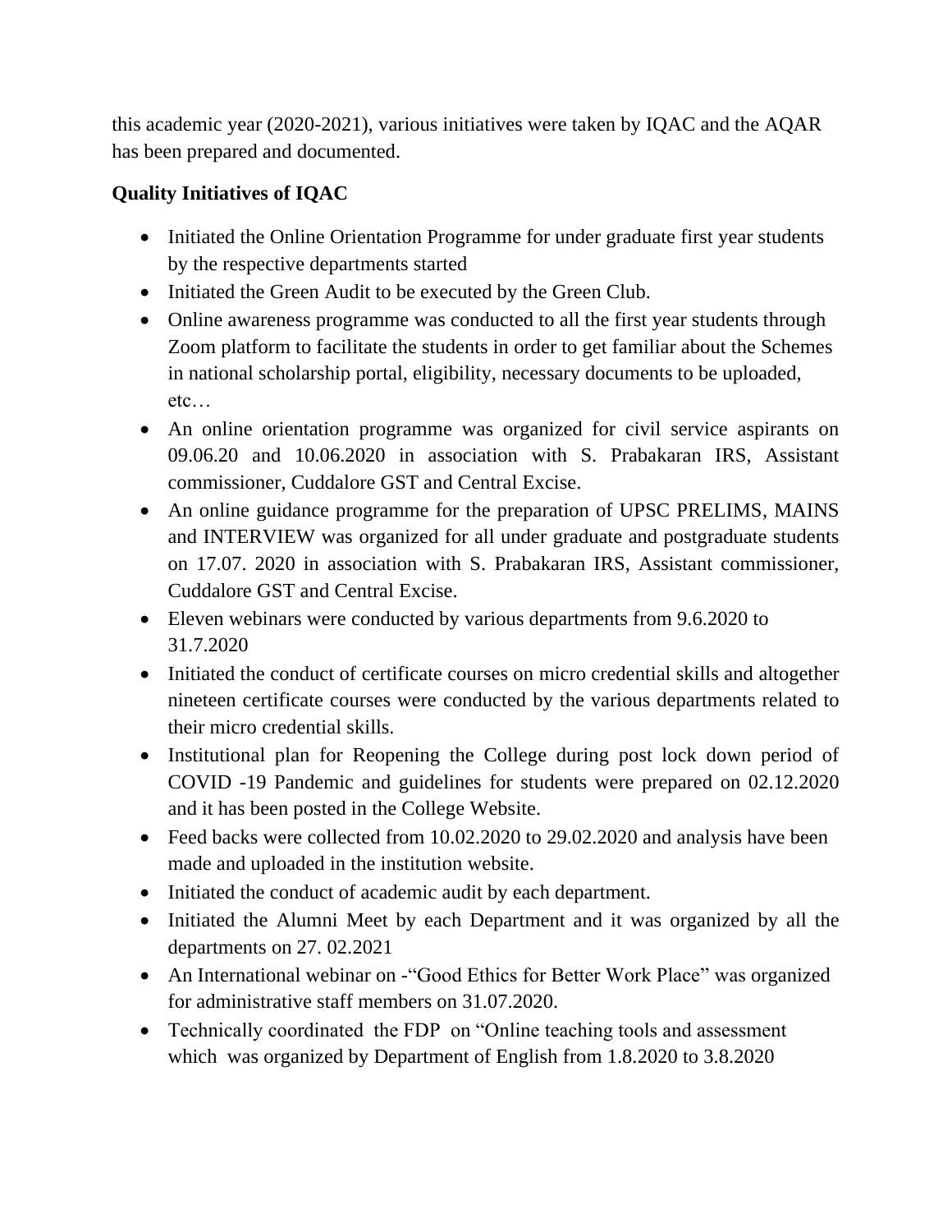this academic year (2020-2021), various initiatives were taken by IQAC and the AQAR has been prepared and documented.

**Quality Initiatives of IQAC**

- Initiated the Online Orientation Programme for under graduate first year students by the respective departments started
- Initiated the Green Audit to be executed by the Green Club.
- Online awareness programme was conducted to all the first year students through Zoom platform to facilitate the students in order to get familiar about the Schemes in national scholarship portal, eligibility, necessary documents to be uploaded, etc…
- An online orientation programme was organized for civil service aspirants on 09.06.20 and 10.06.2020 in association with S. Prabakaran IRS, Assistant commissioner, Cuddalore GST and Central Excise.
- An online guidance programme for the preparation of UPSC PRELIMS, MAINS and INTERVIEW was organized for all under graduate and postgraduate students on 17.07. 2020 in association with S. Prabakaran IRS, Assistant commissioner, Cuddalore GST and Central Excise.
- Eleven webinars were conducted by various departments from 9.6.2020 to 31.7.2020
- Initiated the conduct of certificate courses on micro credential skills and altogether nineteen certificate courses were conducted by the various departments related to their micro credential skills.
- Institutional plan for Reopening the College during post lock down period of COVID -19 Pandemic and guidelines for students were prepared on 02.12.2020 and it has been posted in the College Website.
- Feed backs were collected from 10.02.2020 to 29.02.2020 and analysis have been made and uploaded in the institution website.
- Initiated the conduct of academic audit by each department.
- Initiated the Alumni Meet by each Department and it was organized by all the departments on 27. 02.2021
- An International webinar on -"Good Ethics for Better Work Place" was organized for administrative staff members on 31.07.2020.
- Technically coordinated the FDP on "Online teaching tools and assessment which was organized by Department of English from 1.8.2020 to 3.8.2020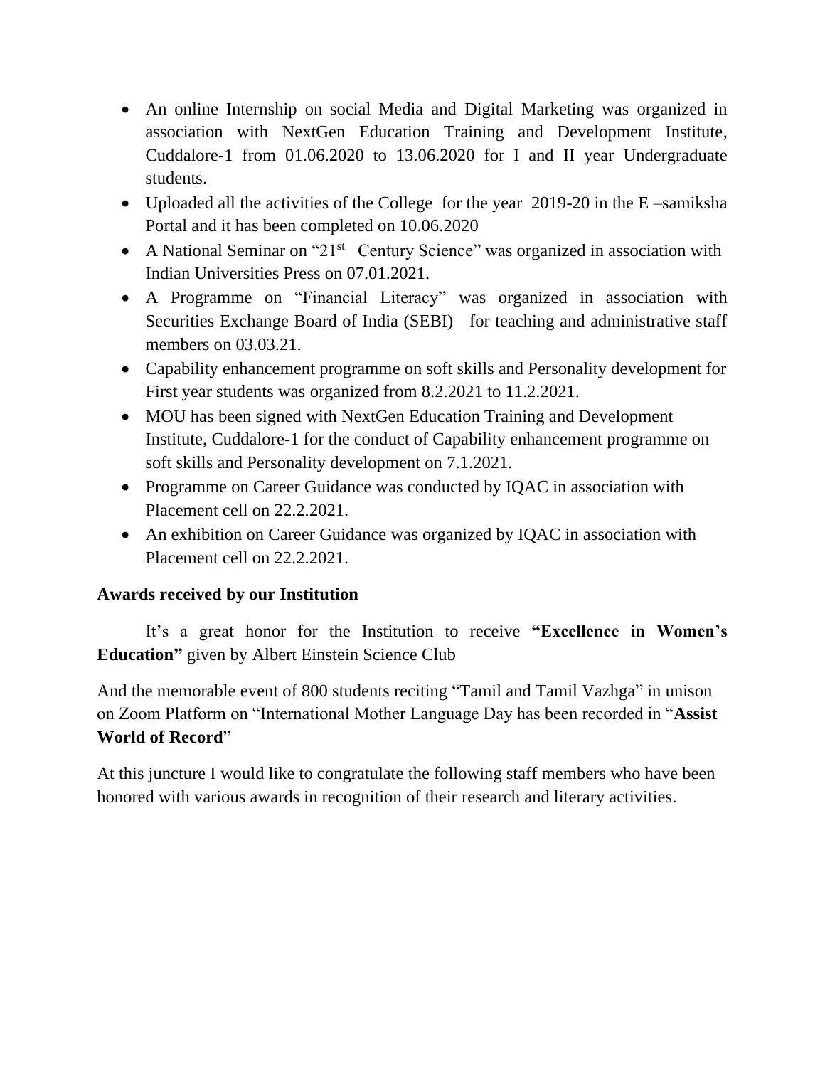- An online Internship on social Media and Digital Marketing was organized in association with NextGen Education Training and Development Institute, Cuddalore-1 from 01.06.2020 to 13.06.2020 for I and II year Undergraduate students.
- Uploaded all the activities of the College for the year 2019-20 in the E –samiksha Portal and it has been completed on 10.06.2020
- A National Seminar on "21st Century Science" was organized in association with Indian Universities Press on 07.01.2021.
- A Programme on "Financial Literacy" was organized in association with Securities Exchange Board of India (SEBI) for teaching and administrative staff members on 03.03.21.
- Capability enhancement programme on soft skills and Personality development for First year students was organized from 8.2.2021 to 11.2.2021.
- MOU has been signed with NextGen Education Training and Development Institute, Cuddalore-1 for the conduct of Capability enhancement programme on soft skills and Personality development on 7.1.2021.
- Programme on Career Guidance was conducted by IQAC in association with Placement cell on 22.2.2021.
- An exhibition on Career Guidance was organized by IQAC in association with Placement cell on 22.2.2021.

**Awards received by our Institution**

It's a great honor for the Institution to receive **"Excellence in Women's Education"** given by Albert Einstein Science Club

And the memorable event of 800 students reciting "Tamil and Tamil Vazhga" in unison on Zoom Platform on "International Mother Language Day has been recorded in "**Assist World of Record**"

At this juncture I would like to congratulate the following staff members who have been honored with various awards in recognition of their research and literary activities.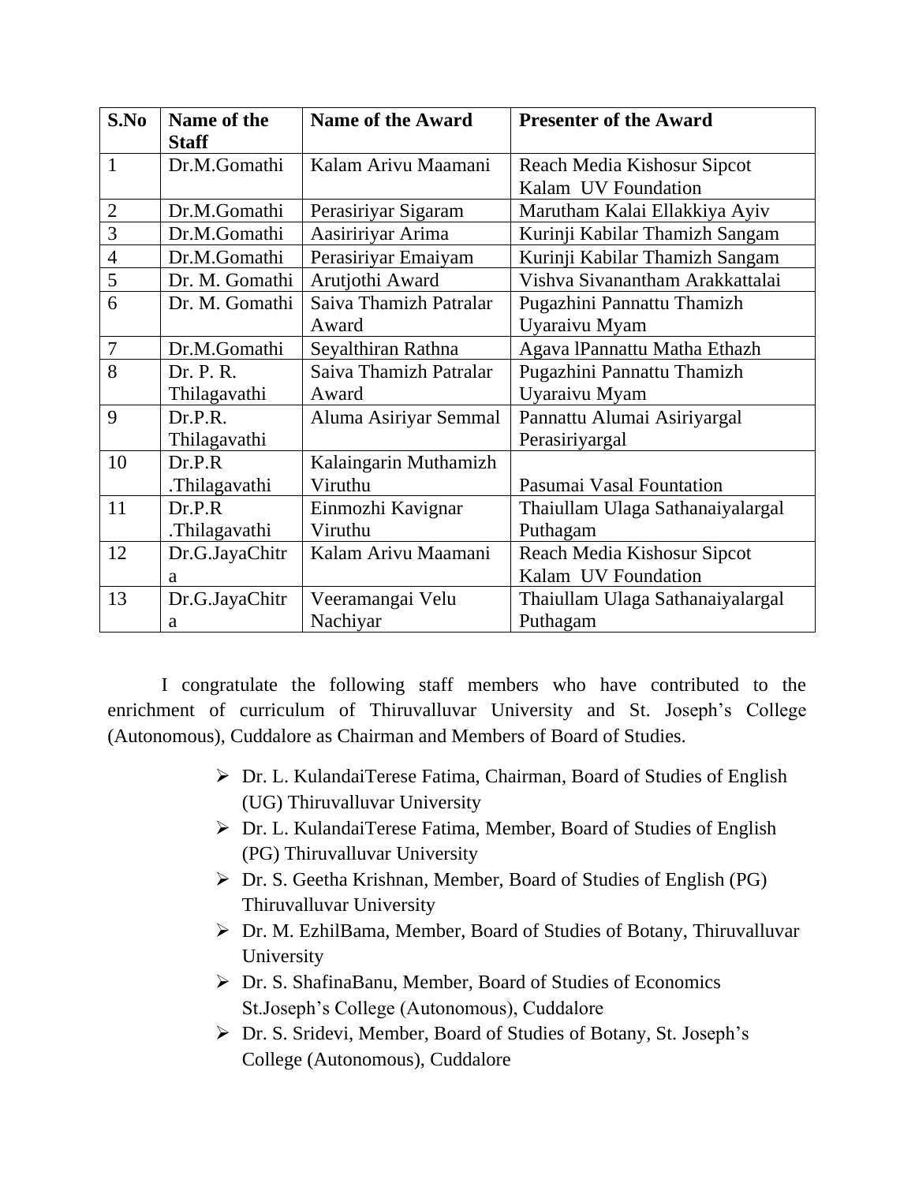| S.No | Name of the Staff | Name of the Award | Presenter of the Award |
|---|---|---|---|
| 1 | Dr.M.Gomathi | Kalam Arivu Maamani | Reach Media Kishosur Sipcot Kalam UV Foundation |
| 2 | Dr.M.Gomathi | Perasiriyar Sigaram | Marutham Kalai Ellakkiya Ayiv |
| 3 | Dr.M.Gomathi | Aasiririyar Arima | Kurinji Kabilar Thamizh Sangam |
| 4 | Dr.M.Gomathi | Perasiriyar Emaiyam | Kurinji Kabilar Thamizh Sangam |
| 5 | Dr. M. Gomathi | Arutjothi Award | Vishva Sivanantham Arakkattalai |
| 6 | Dr. M. Gomathi | Saiva Thamizh Patralar Award | Pugazhini Pannattu Thamizh Uyaraivu Myam |
| 7 | Dr.M.Gomathi | Seyalthiran Rathna | Agava lPannattu Matha Ethazh |
| 8 | Dr. P. R. Thilagavathi | Saiva Thamizh Patralar Award | Pugazhini Pannattu Thamizh Uyaraivu Myam |
| 9 | Dr.P.R. Thilagavathi | Aluma Asiriyar Semmal | Pannattu Alumai Asiriyargal Perasiriyargal |
| 10 | Dr.P.R .Thilagavathi | Kalaingarin Muthamizh Viruthu | Pasumai Vasal Fountation |
| 11 | Dr.P.R .Thilagavathi | Einmozhi Kavignar Viruthu | Thaiullam Ulaga Sathanaiyalargal Puthagam |
| 12 | Dr.G.JayaChitra | Kalam Arivu Maamani | Reach Media Kishosur Sipcot Kalam UV Foundation |
| 13 | Dr.G.JayaChitra | Veeramangai Velu Nachiyar | Thaiullam Ulaga Sathanaiyalargal Puthagam |

I congratulate the following staff members who have contributed to the enrichment of curriculum of Thiruvalluvar University and St. Joseph's College (Autonomous), Cuddalore as Chairman and Members of Board of Studies.

- Dr. L. KulandaiTerese Fatima, Chairman, Board of Studies of English (UG) Thiruvalluvar University
- Dr. L. KulandaiTerese Fatima, Member, Board of Studies of English (PG) Thiruvalluvar University
- Dr. S. Geetha Krishnan, Member, Board of Studies of English (PG) Thiruvalluvar University
- Dr. M. EzhilBama, Member, Board of Studies of Botany, Thiruvalluvar University
- Dr. S. ShafinaBanu, Member, Board of Studies of Economics St.Joseph's College (Autonomous), Cuddalore
- Dr. S. Sridevi, Member, Board of Studies of Botany, St. Joseph's College (Autonomous), Cuddalore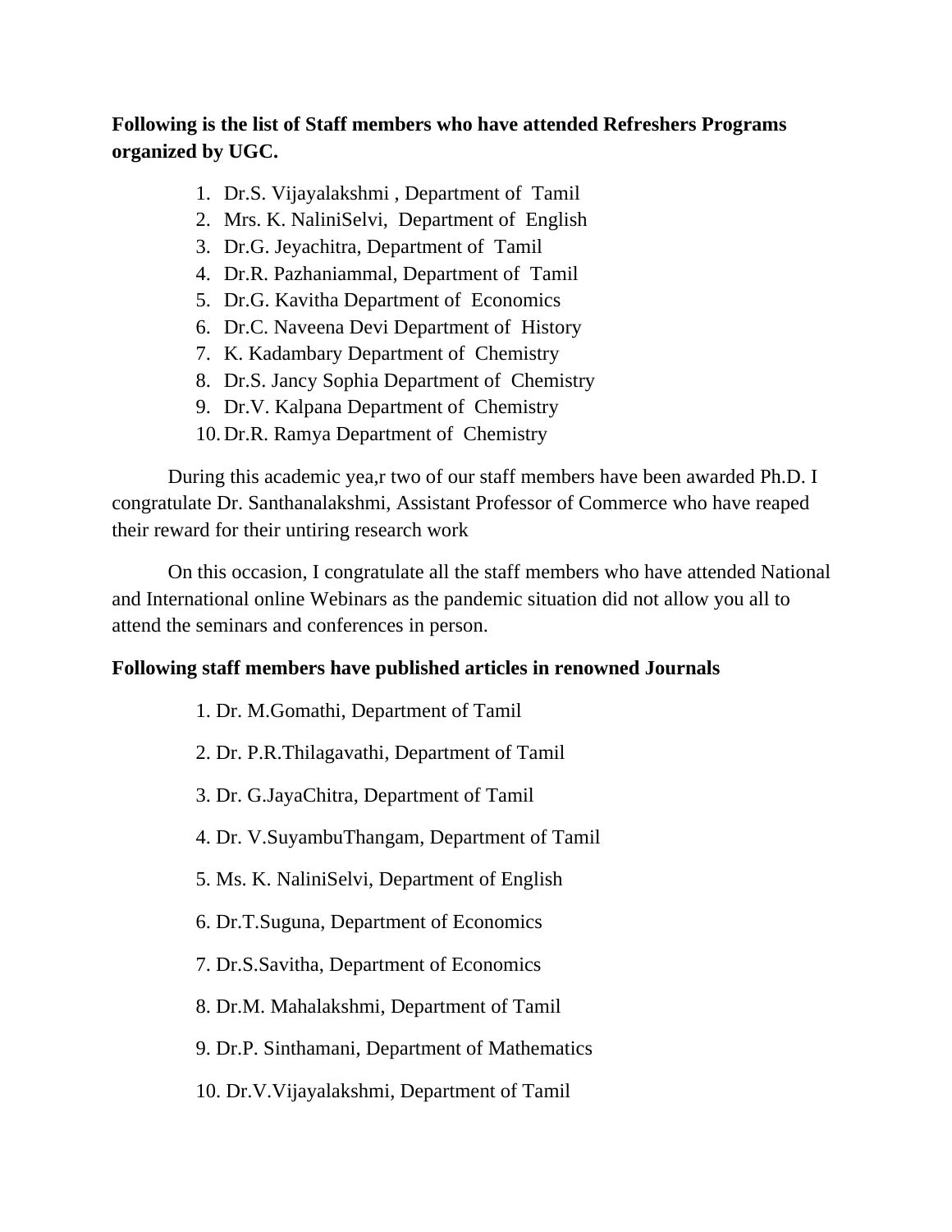**Following is the list of Staff members who have attended Refreshers Programs organized by UGC.**

1. Dr.S. Vijayalakshmi , Department of Tamil
2. Mrs. K. NaliniSelvi, Department of English
3. Dr.G. Jeyachitra, Department of Tamil
4. Dr.R. Pazhaniammal, Department of Tamil
5. Dr.G. Kavitha Department of Economics
6. Dr.C. Naveena Devi Department of History
7. K. Kadambary Department of Chemistry
8. Dr.S. Jancy Sophia Department of Chemistry
9. Dr.V. Kalpana Department of Chemistry
10. Dr.R. Ramya Department of Chemistry

During this academic yea,r two of our staff members have been awarded Ph.D. I congratulate Dr. Santhanalakshmi, Assistant Professor of Commerce who have reaped their reward for their untiring research work

On this occasion, I congratulate all the staff members who have attended National and International online Webinars as the pandemic situation did not allow you all to attend the seminars and conferences in person.

**Following staff members have published articles in renowned Journals**

1. Dr. M.Gomathi, Department of Tamil
2. Dr. P.R.Thilagavathi, Department of Tamil
3. Dr. G.JayaChitra, Department of Tamil
4. Dr. V.SuyambuThangam, Department of Tamil
5. Ms. K. NaliniSelvi, Department of English
6. Dr.T.Suguna, Department of Economics
7. Dr.S.Savitha, Department of Economics
8. Dr.M. Mahalakshmi, Department of Tamil
9. Dr.P. Sinthamani, Department of Mathematics
10. Dr.V.Vijayalakshmi, Department of Tamil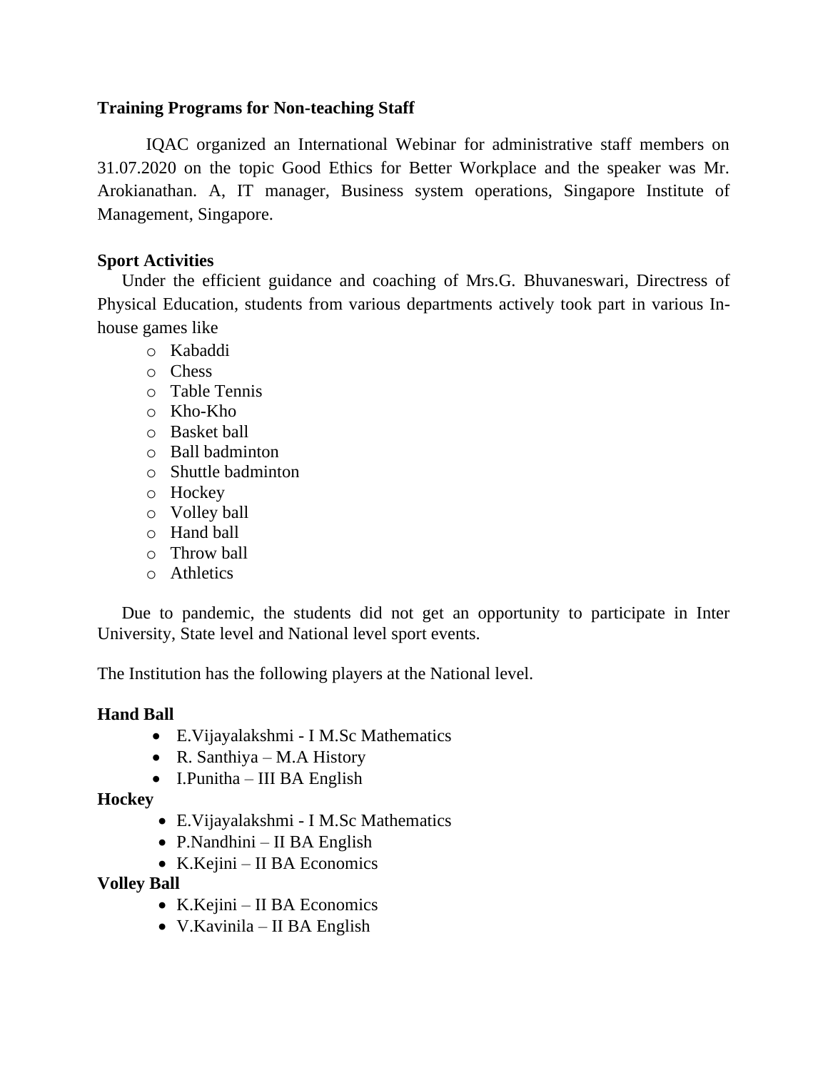**Training Programs for Non-teaching Staff**

IQAC organized an International Webinar for administrative staff members on 31.07.2020 on the topic Good Ethics for Better Workplace and the speaker was Mr. Arokianathan. A, IT manager, Business system operations, Singapore Institute of Management, Singapore.

**Sport Activities**

Under the efficient guidance and coaching of Mrs.G. Bhuvaneswari, Directress of Physical Education, students from various departments actively took part in various In-house games like

- Kabaddi
- Chess
- Table Tennis
- Kho-Kho
- Basket ball
- Ball badminton
- Shuttle badminton
- Hockey
- Volley ball
- Hand ball
- Throw ball
- Athletics

Due to pandemic, the students did not get an opportunity to participate in Inter University, State level and National level sport events.

The Institution has the following players at the National level.

**Hand Ball**

- E.Vijayalakshmi - I M.Sc Mathematics
- R. Santhiya – M.A History
- I.Punitha – III BA English

**Hockey**

- E.Vijayalakshmi - I M.Sc Mathematics
- P.Nandhini – II BA English
- K.Kejini – II BA Economics

**Volley Ball**

- K.Kejini – II BA Economics
- V.Kavinila – II BA English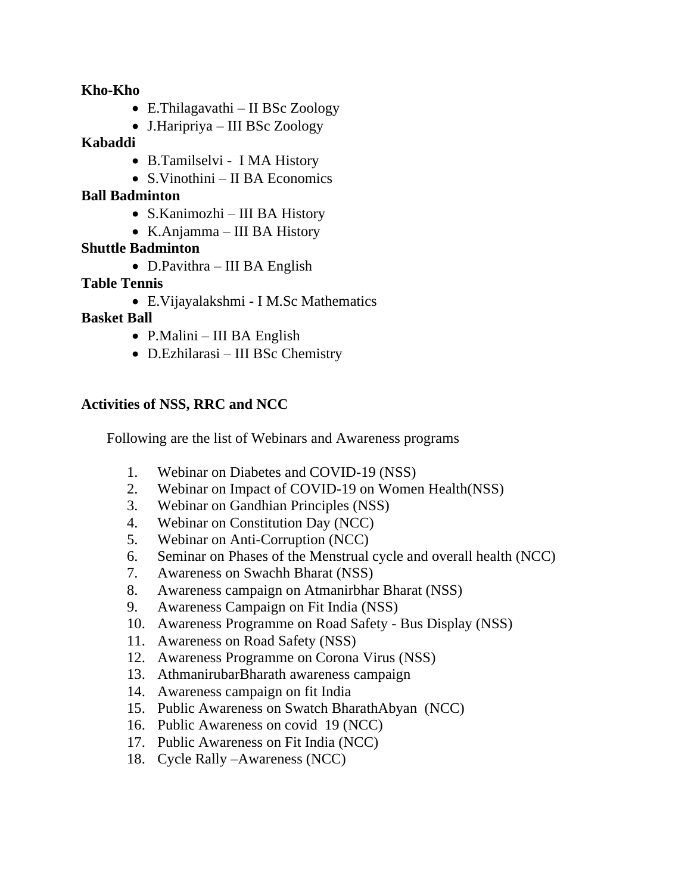**Kho-Kho**

- E.Thilagavathi – II BSc Zoology
- J.Haripriya – III BSc Zoology

**Kabaddi**

- B.Tamilselvi - I MA History
- S.Vinothini – II BA Economics

**Ball Badminton**

- S.Kanimozhi – III BA History
- K.Anjamma – III BA History

**Shuttle Badminton**

- D.Pavithra – III BA English

**Table Tennis**

- E.Vijayalakshmi - I M.Sc Mathematics

**Basket Ball**

- P.Malini – III BA English
- D.Ezhilarasi – III BSc Chemistry

**Activities of NSS, RRC and NCC**

Following are the list of Webinars and Awareness programs

1. Webinar on Diabetes and COVID-19 (NSS)
2. Webinar on Impact of COVID-19 on Women Health(NSS)
3. Webinar on Gandhian Principles (NSS)
4. Webinar on Constitution Day (NCC)
5. Webinar on Anti-Corruption (NCC)
6. Seminar on Phases of the Menstrual cycle and overall health (NCC)
7. Awareness on Swachh Bharat (NSS)
8. Awareness campaign on Atmanirbhar Bharat (NSS)
9. Awareness Campaign on Fit India (NSS)
10. Awareness Programme on Road Safety - Bus Display (NSS)
11. Awareness on Road Safety (NSS)
12. Awareness Programme on Corona Virus (NSS)
13. AthmanirubarBharath awareness campaign
14. Awareness campaign on fit India
15. Public Awareness on Swatch BharathAbyan (NCC)
16. Public Awareness on covid 19 (NCC)
17. Public Awareness on Fit India (NCC)
18. Cycle Rally –Awareness (NCC)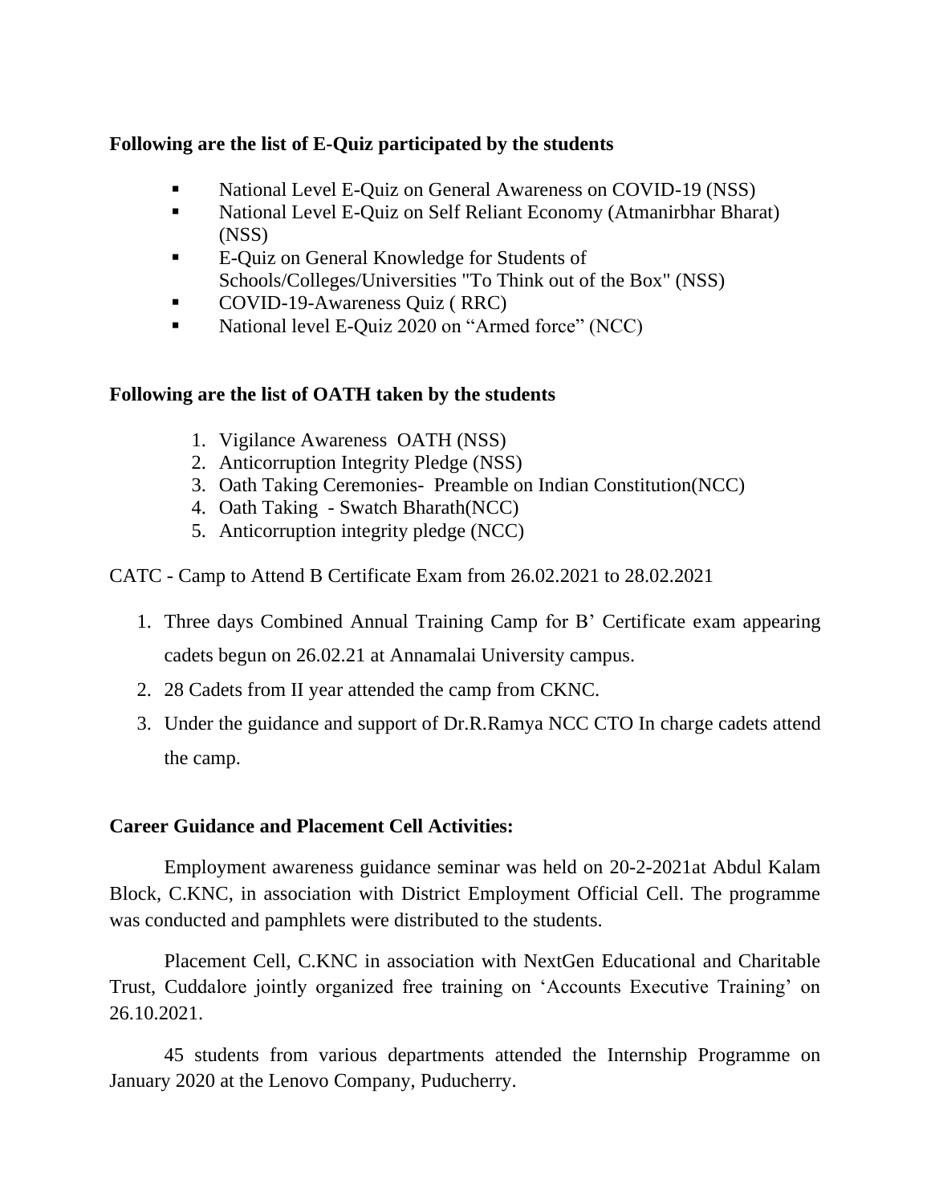**Following are the list of E-Quiz participated by the students**

- National Level E-Quiz on General Awareness on COVID-19 (NSS)
- National Level E-Quiz on Self Reliant Economy (Atmanirbhar Bharat) (NSS)
- E-Quiz on General Knowledge for Students of Schools/Colleges/Universities "To Think out of the Box" (NSS)
- COVID-19-Awareness Quiz ( RRC)
- National level E-Quiz 2020 on "Armed force" (NCC)

**Following are the list of OATH taken by the students**

1. Vigilance Awareness OATH (NSS)
2. Anticorruption Integrity Pledge (NSS)
3. Oath Taking Ceremonies- Preamble on Indian Constitution(NCC)
4. Oath Taking - Swatch Bharath(NCC)
5. Anticorruption integrity pledge (NCC)

CATC - Camp to Attend B Certificate Exam from 26.02.2021 to 28.02.2021

1. Three days Combined Annual Training Camp for B' Certificate exam appearing cadets begun on 26.02.21 at Annamalai University campus.
2. 28 Cadets from II year attended the camp from CKNC.
3. Under the guidance and support of Dr.R.Ramya NCC CTO In charge cadets attend the camp.

**Career Guidance and Placement Cell Activities:**

Employment awareness guidance seminar was held on 20-2-2021at Abdul Kalam Block, C.KNC, in association with District Employment Official Cell. The programme was conducted and pamphlets were distributed to the students.

Placement Cell, C.KNC in association with NextGen Educational and Charitable Trust, Cuddalore jointly organized free training on 'Accounts Executive Training' on 26.10.2021.

45 students from various departments attended the Internship Programme on January 2020 at the Lenovo Company, Puducherry.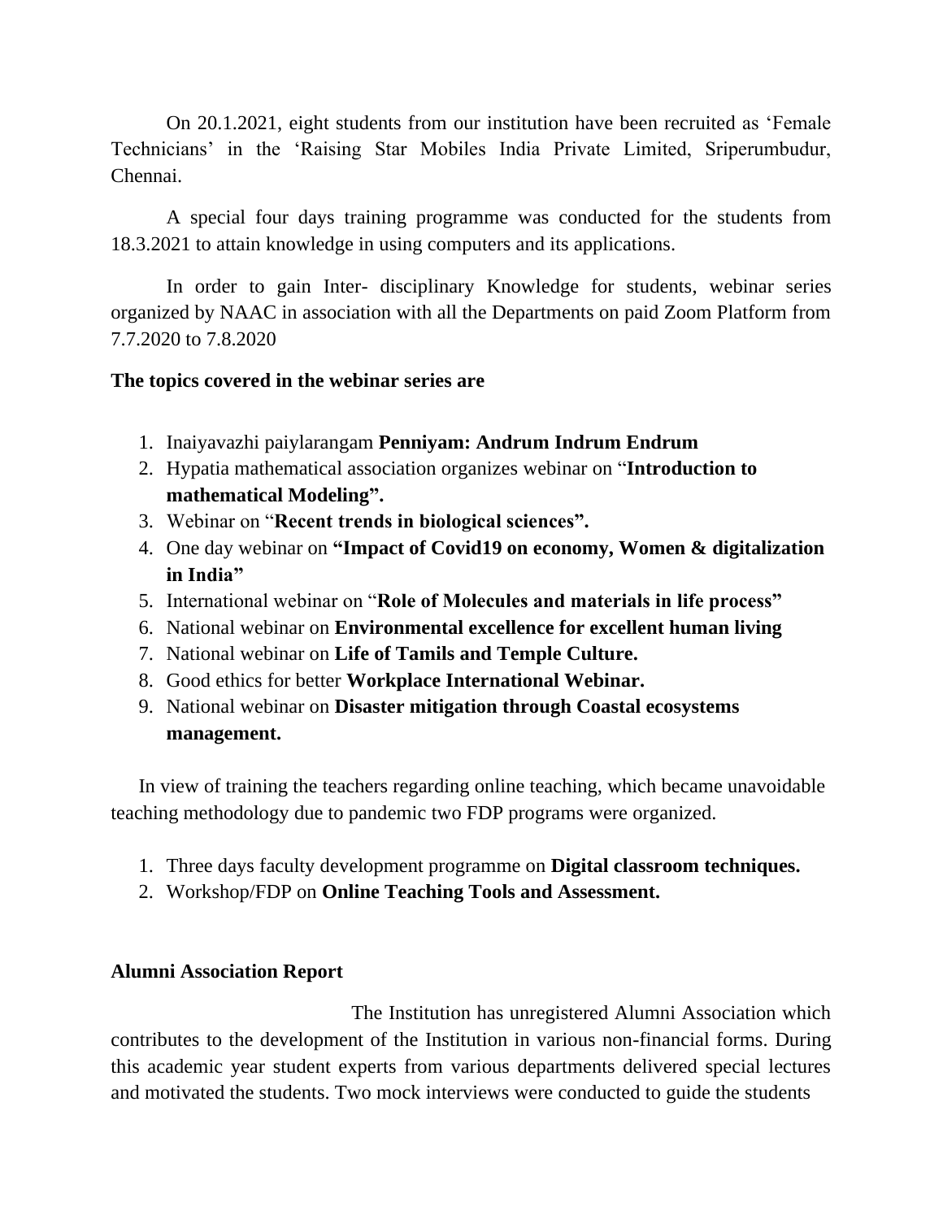On 20.1.2021, eight students from our institution have been recruited as 'Female Technicians' in the 'Raising Star Mobiles India Private Limited, Sriperumbudur, Chennai.

A special four days training programme was conducted for the students from 18.3.2021 to attain knowledge in using computers and its applications.

In order to gain Inter- disciplinary Knowledge for students, webinar series organized by NAAC in association with all the Departments on paid Zoom Platform from 7.7.2020 to 7.8.2020

**The topics covered in the webinar series are**

1. Inaiyavazhi paiylarangam **Penniyam: Andrum Indrum Endrum**
2. Hypatia mathematical association organizes webinar on "**Introduction to mathematical Modeling".**
3. Webinar on "**Recent trends in biological sciences".**
4. One day webinar on **"Impact of Covid19 on economy, Women & digitalization in India"**
5. International webinar on "**Role of Molecules and materials in life process"**
6. National webinar on **Environmental excellence for excellent human living**
7. National webinar on **Life of Tamils and Temple Culture.**
8. Good ethics for better **Workplace International Webinar.**
9. National webinar on **Disaster mitigation through Coastal ecosystems management.**

In view of training the teachers regarding online teaching, which became unavoidable teaching methodology due to pandemic two FDP programs were organized.

1. Three days faculty development programme on **Digital classroom techniques.**
2. Workshop/FDP on **Online Teaching Tools and Assessment.**

**Alumni Association Report**

The Institution has unregistered Alumni Association which contributes to the development of the Institution in various non-financial forms. During this academic year student experts from various departments delivered special lectures and motivated the students. Two mock interviews were conducted to guide the students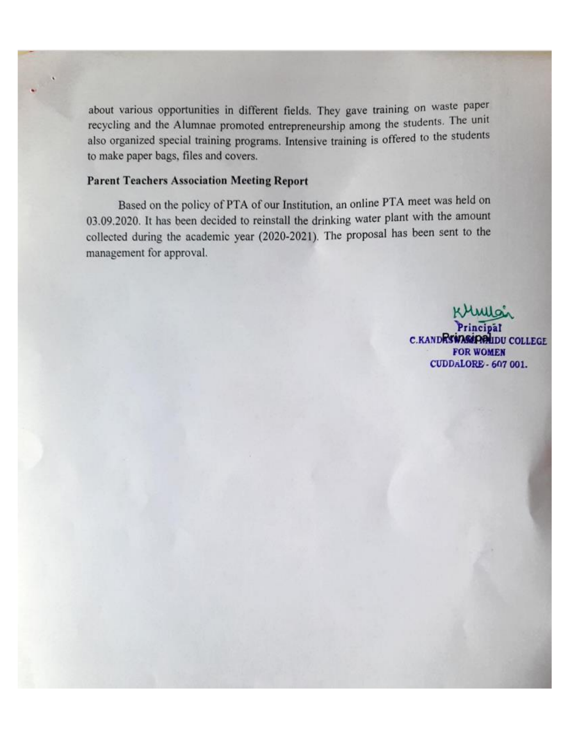about various opportunities in different fields. They gave training on waste paper recycling and the Alumnae promoted entrepreneurship among the students. The unit also organized special training programs. Intensive training is offered to the students to make paper bags, files and covers.

**Parent Teachers Association Meeting Report**

Based on the policy of PTA of our Institution, an online PTA meet was held on 03.09.2020. It has been decided to reinstall the drinking water plant with the amount collected during the academic year (2020-2021). The proposal has been sent to the management for approval.

Principal
C.KANDASWAMI NAIDU COLLEGE
FOR WOMEN
CUDDALORE - 607 001.